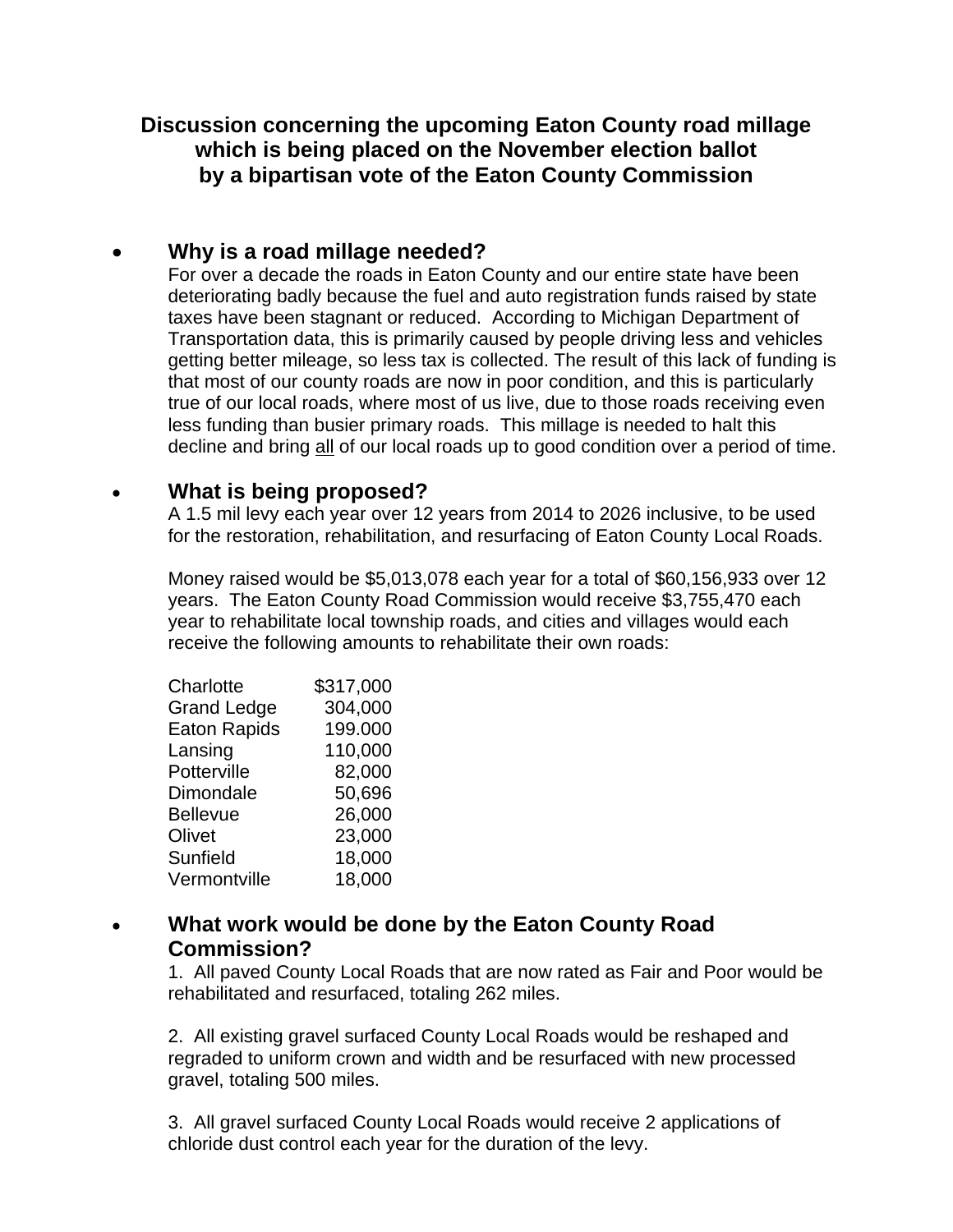# Discussion concerning the upcoming Eaton County road millage which is being placed on the November election ballot by a bipartisan vote of the Eaton County Commission

- ## Why is a road millage needed?

  For over a decade the roads in Eaton County and our entire state have been deteriorating badly because the fuel and auto registration funds raised by state taxes have been stagnant or reduced. According to Michigan Department of Transportation data, this is primarily caused by people driving less and vehicles getting better mileage, so less tax is collected. The result of this lack of funding is that most of our county roads are now in poor condition, and this is particularly true of our local roads, where most of us live, due to those roads receiving even less funding than busier primary roads. This millage is needed to halt this decline and bring <u>all</u> of our local roads up to good condition over a period of time.

- ## What is being proposed?

  A 1.5 mil levy each year over 12 years from 2014 to 2026 inclusive, to be used for the restoration, rehabilitation, and resurfacing of Eaton County Local Roads.

  Money raised would be $5,013,078 each year for a total of $60,156,933 over 12 years. The Eaton County Road Commission would receive $3,755,470 each year to rehabilitate local township roads, and cities and villages would each receive the following amounts to rehabilitate their own roads:

  | | |
  |---|---:|
  | Charlotte | $317,000 |
  | Grand Ledge | 304,000 |
  | Eaton Rapids | 199.000 |
  | Lansing | 110,000 |
  | Potterville | 82,000 |
  | Dimondale | 50,696 |
  | Bellevue | 26,000 |
  | Olivet | 23,000 |
  | Sunfield | 18,000 |
  | Vermontville | 18,000 |

- ## What work would be done by the Eaton County Road Commission?

  1. All paved County Local Roads that are now rated as Fair and Poor would be rehabilitated and resurfaced, totaling 262 miles.

  2. All existing gravel surfaced County Local Roads would be reshaped and regraded to uniform crown and width and be resurfaced with new processed gravel, totaling 500 miles.

  3. All gravel surfaced County Local Roads would receive 2 applications of chloride dust control each year for the duration of the levy.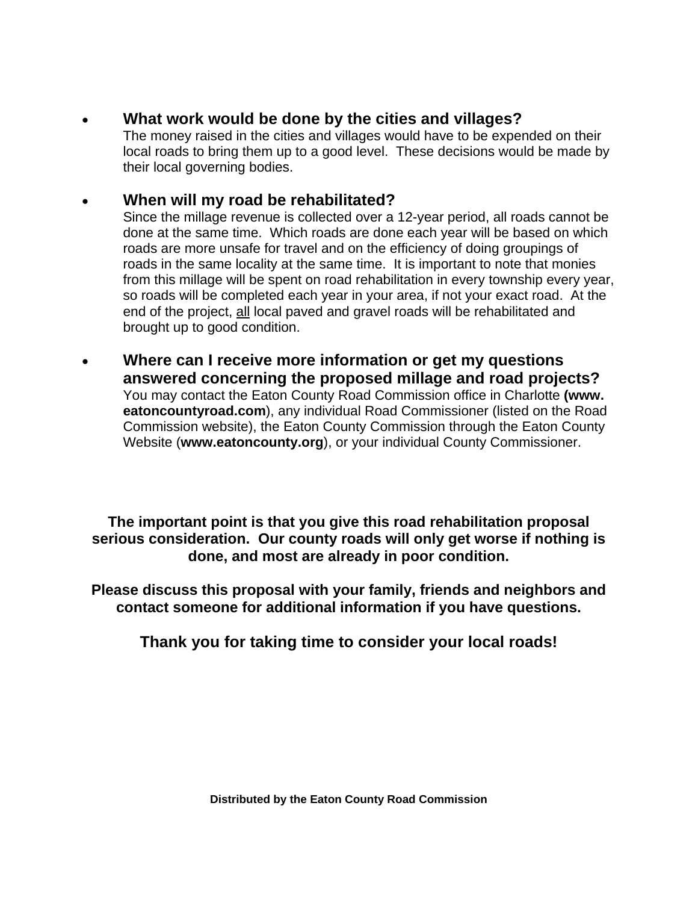- **What work would be done by the cities and villages?**
  The money raised in the cities and villages would have to be expended on their local roads to bring them up to a good level. These decisions would be made by their local governing bodies.

- **When will my road be rehabilitated?**
  Since the millage revenue is collected over a 12-year period, all roads cannot be done at the same time. Which roads are done each year will be based on which roads are more unsafe for travel and on the efficiency of doing groupings of roads in the same locality at the same time. It is important to note that monies from this millage will be spent on road rehabilitation in every township every year, so roads will be completed each year in your area, if not your exact road. At the end of the project, <u>all</u> local paved and gravel roads will be rehabilitated and brought up to good condition.

- **Where can I receive more information or get my questions answered concerning the proposed millage and road projects?**
  You may contact the Eaton County Road Commission office in Charlotte **(www. eatoncountyroad.com**), any individual Road Commissioner (listed on the Road Commission website), the Eaton County Commission through the Eaton County Website (**www.eatoncounty.org**), or your individual County Commissioner.

**The important point is that you give this road rehabilitation proposal serious consideration. Our county roads will only get worse if nothing is done, and most are already in poor condition.**

**Please discuss this proposal with your family, friends and neighbors and contact someone for additional information if you have questions.**

**Thank you for taking time to consider your local roads!**

**Distributed by the Eaton County Road Commission**